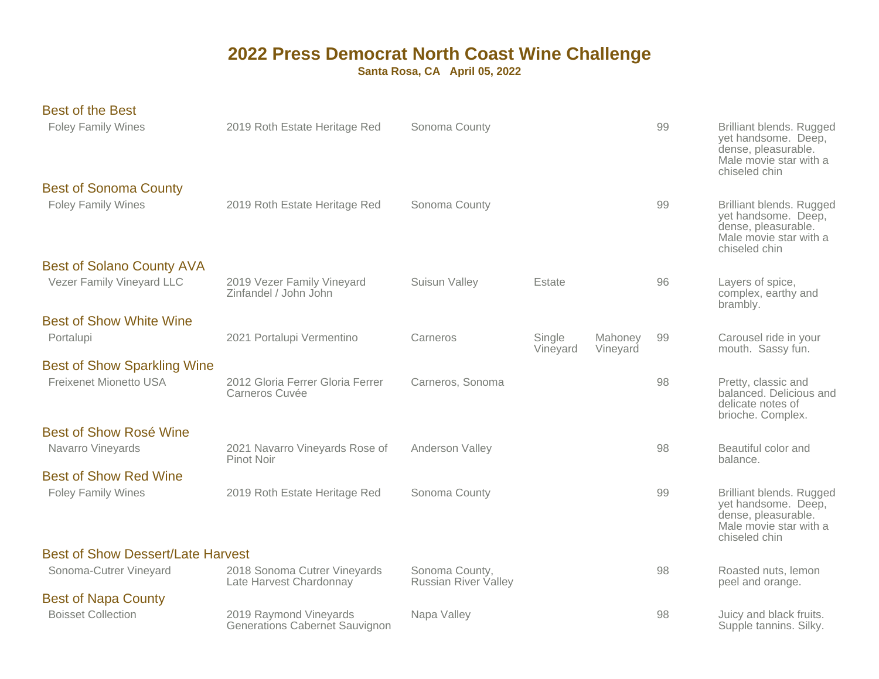# 2022 Press Democrat North Coast Wine Challenge

**Santa Rosa, CA   April 05, 2022**

### Best of the Best

| Winery | Wine | Appellation | | | Score | Notes |
|---|---|---|---|---|---|---|
| Foley Family Wines | 2019 Roth Estate Heritage Red | Sonoma County | | | 99 | Brilliant blends. Rugged yet handsome. Deep, dense, pleasurable. Male movie star with a chiseled chin |

### Best of Sonoma County

| Winery | Wine | Appellation | | | Score | Notes |
|---|---|---|---|---|---|---|
| Foley Family Wines | 2019 Roth Estate Heritage Red | Sonoma County | | | 99 | Brilliant blends. Rugged yet handsome. Deep, dense, pleasurable. Male movie star with a chiseled chin |

### Best of Solano County AVA

| Winery | Wine | Appellation | | | Score | Notes |
|---|---|---|---|---|---|---|
| Vezer Family Vineyard LLC | 2019 Vezer Family Vineyard Zinfandel / John John | Suisun Valley | Estate | | 96 | Layers of spice, complex, earthy and brambly. |

### Best of Show White Wine

| Winery | Wine | Appellation | | | Score | Notes |
|---|---|---|---|---|---|---|
| Portalupi | 2021 Portalupi Vermentino | Carneros | Single Vineyard | Mahoney Vineyard | 99 | Carousel ride in your mouth. Sassy fun. |

### Best of Show Sparkling Wine

| Winery | Wine | Appellation | | | Score | Notes |
|---|---|---|---|---|---|---|
| Freixenet Mionetto USA | 2012 Gloria Ferrer Gloria Ferrer Carneros Cuvée | Carneros, Sonoma | | | 98 | Pretty, classic and balanced. Delicious and delicate notes of brioche. Complex. |

### Best of Show Rosé Wine

| Winery | Wine | Appellation | | | Score | Notes |
|---|---|---|---|---|---|---|
| Navarro Vineyards | 2021 Navarro Vineyards Rose of Pinot Noir | Anderson Valley | | | 98 | Beautiful color and balance. |

### Best of Show Red Wine

| Winery | Wine | Appellation | | | Score | Notes |
|---|---|---|---|---|---|---|
| Foley Family Wines | 2019 Roth Estate Heritage Red | Sonoma County | | | 99 | Brilliant blends. Rugged yet handsome. Deep, dense, pleasurable. Male movie star with a chiseled chin |

### Best of Show Dessert/Late Harvest

| Winery | Wine | Appellation | | | Score | Notes |
|---|---|---|---|---|---|---|
| Sonoma-Cutrer Vineyard | 2018 Sonoma Cutrer Vineyards Late Harvest Chardonnay | Sonoma County, Russian River Valley | | | 98 | Roasted nuts, lemon peel and orange. |

### Best of Napa County

| Winery | Wine | Appellation | | | Score | Notes |
|---|---|---|---|---|---|---|
| Boisset Collection | 2019 Raymond Vineyards Generations Cabernet Sauvignon | Napa Valley | | | 98 | Juicy and black fruits. Supple tannins. Silky. |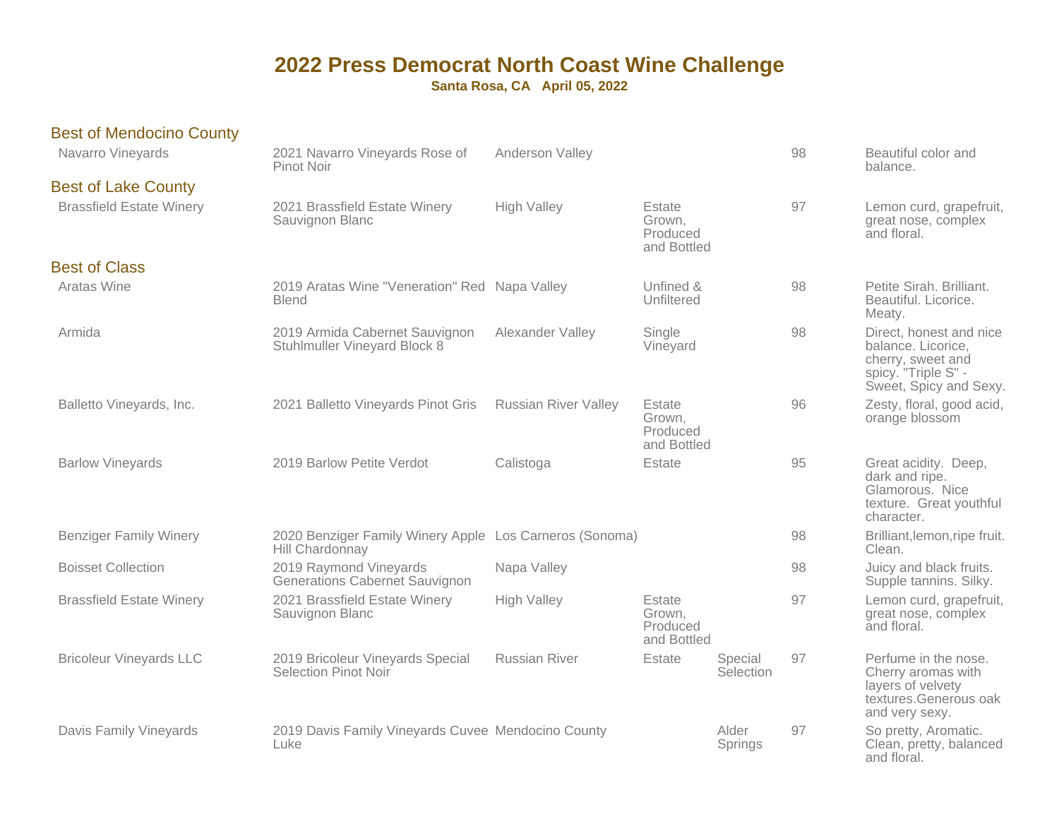# 2022 Press Democrat North Coast Wine Challenge

**Santa Rosa, CA   April 05, 2022**

## Best of Mendocino County

| Winery | Wine | Appellation | Designation | Vineyard | Score | Notes |
|---|---|---|---|---|---|---|
| Navarro Vineyards | 2021 Navarro Vineyards Rose of Pinot Noir | Anderson Valley | | | 98 | Beautiful color and balance. |

## Best of Lake County

| Winery | Wine | Appellation | Designation | Vineyard | Score | Notes |
|---|---|---|---|---|---|---|
| Brassfield Estate Winery | 2021 Brassfield Estate Winery Sauvignon Blanc | High Valley | Estate Grown, Produced and Bottled | | 97 | Lemon curd, grapefruit, great nose, complex and floral. |

## Best of Class

| Winery | Wine | Appellation | Designation | Vineyard | Score | Notes |
|---|---|---|---|---|---|---|
| Aratas Wine | 2019 Aratas Wine "Veneration" Red Blend | Napa Valley | Unfined & Unfiltered | | 98 | Petite Sirah. Brilliant. Beautiful. Licorice. Meaty. |
| Armida | 2019 Armida Cabernet Sauvignon Stuhlmuller Vineyard Block 8 | Alexander Valley | Single Vineyard | | 98 | Direct, honest and nice balance. Licorice, cherry, sweet and spicy. "Triple S" - Sweet, Spicy and Sexy. |
| Balletto Vineyards, Inc. | 2021 Balletto Vineyards Pinot Gris | Russian River Valley | Estate Grown, Produced and Bottled | | 96 | Zesty, floral, good acid, orange blossom |
| Barlow Vineyards | 2019 Barlow Petite Verdot | Calistoga | Estate | | 95 | Great acidity. Deep, dark and ripe. Glamorous. Nice texture. Great youthful character. |
| Benziger Family Winery | 2020 Benziger Family Winery Apple Hill Chardonnay | Los Carneros (Sonoma) | | | 98 | Brilliant,lemon,ripe fruit. Clean. |
| Boisset Collection | 2019 Raymond Vineyards Generations Cabernet Sauvignon | Napa Valley | | | 98 | Juicy and black fruits. Supple tannins. Silky. |
| Brassfield Estate Winery | 2021 Brassfield Estate Winery Sauvignon Blanc | High Valley | Estate Grown, Produced and Bottled | | 97 | Lemon curd, grapefruit, great nose, complex and floral. |
| Bricoleur Vineyards LLC | 2019 Bricoleur Vineyards Special Selection Pinot Noir | Russian River | Estate | Special Selection | 97 | Perfume in the nose. Cherry aromas with layers of velvety textures.Generous oak and very sexy. |
| Davis Family Vineyards | 2019 Davis Family Vineyards Cuvee Luke | Mendocino County | | Alder Springs | 97 | So pretty, Aromatic. Clean, pretty, balanced and floral. |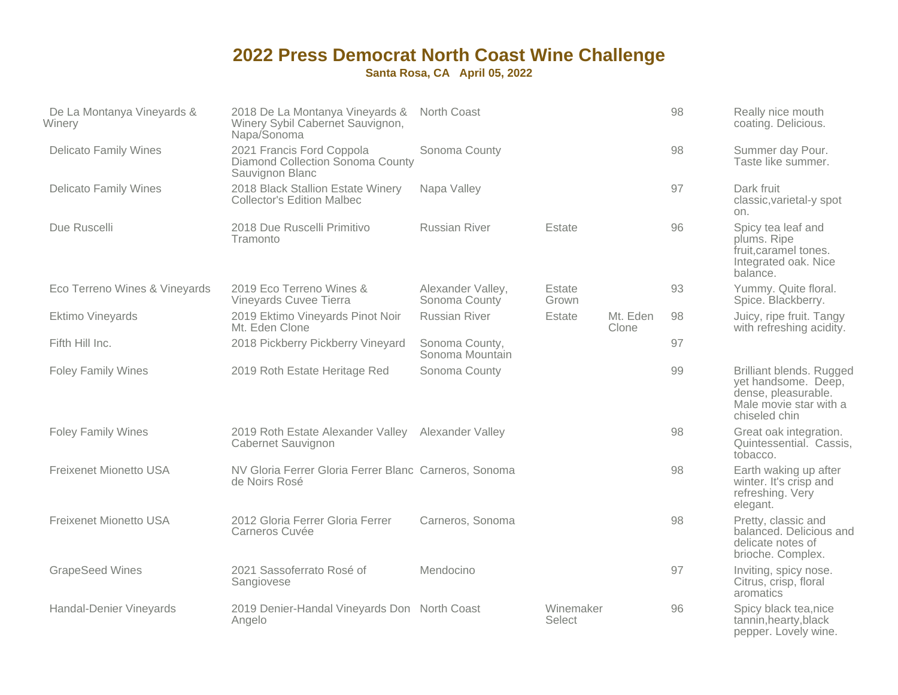# 2022 Press Democrat North Coast Wine Challenge

**Santa Rosa, CA   April 05, 2022**

| | | | | | | |
|---|---|---|---|---|---|---|
| De La Montanya Vineyards & Winery | 2018 De La Montanya Vineyards & Winery Sybil Cabernet Sauvignon, Napa/Sonoma | North Coast | | | 98 | Really nice mouth coating. Delicious. |
| Delicato Family Wines | 2021 Francis Ford Coppola Diamond Collection Sonoma County Sauvignon Blanc | Sonoma County | | | 98 | Summer day Pour. Taste like summer. |
| Delicato Family Wines | 2018 Black Stallion Estate Winery Collector's Edition Malbec | Napa Valley | | | 97 | Dark fruit classic,varietal-y spot on. |
| Due Ruscelli | 2018 Due Ruscelli Primitivo Tramonto | Russian River | Estate | | 96 | Spicy tea leaf and plums. Ripe fruit,caramel tones. Integrated oak. Nice balance. |
| Eco Terreno Wines & Vineyards | 2019 Eco Terreno Wines & Vineyards Cuvee Tierra | Alexander Valley, Sonoma County | Estate Grown | | 93 | Yummy. Quite floral. Spice. Blackberry. |
| Ektimo Vineyards | 2019 Ektimo Vineyards Pinot Noir Mt. Eden Clone | Russian River | Estate | Mt. Eden Clone | 98 | Juicy, ripe fruit. Tangy with refreshing acidity. |
| Fifth Hill Inc. | 2018 Pickberry Pickberry Vineyard | Sonoma County, Sonoma Mountain | | | 97 | |
| Foley Family Wines | 2019 Roth Estate Heritage Red | Sonoma County | | | 99 | Brilliant blends. Rugged yet handsome. Deep, dense, pleasurable. Male movie star with a chiseled chin |
| Foley Family Wines | 2019 Roth Estate Alexander Valley Cabernet Sauvignon | Alexander Valley | | | 98 | Great oak integration. Quintessential. Cassis, tobacco. |
| Freixenet Mionetto USA | NV Gloria Ferrer Gloria Ferrer Blanc de Noirs Rosé | Carneros, Sonoma | | | 98 | Earth waking up after winter. It's crisp and refreshing. Very elegant. |
| Freixenet Mionetto USA | 2012 Gloria Ferrer Gloria Ferrer Carneros Cuvée | Carneros, Sonoma | | | 98 | Pretty, classic and balanced. Delicious and delicate notes of brioche. Complex. |
| GrapeSeed Wines | 2021 Sassoferrato Rosé of Sangiovese | Mendocino | | | 97 | Inviting, spicy nose. Citrus, crisp, floral aromatics |
| Handal-Denier Vineyards | 2019 Denier-Handal Vineyards Don Angelo | North Coast | Winemaker Select | | 96 | Spicy black tea,nice tannin,hearty,black pepper. Lovely wine. |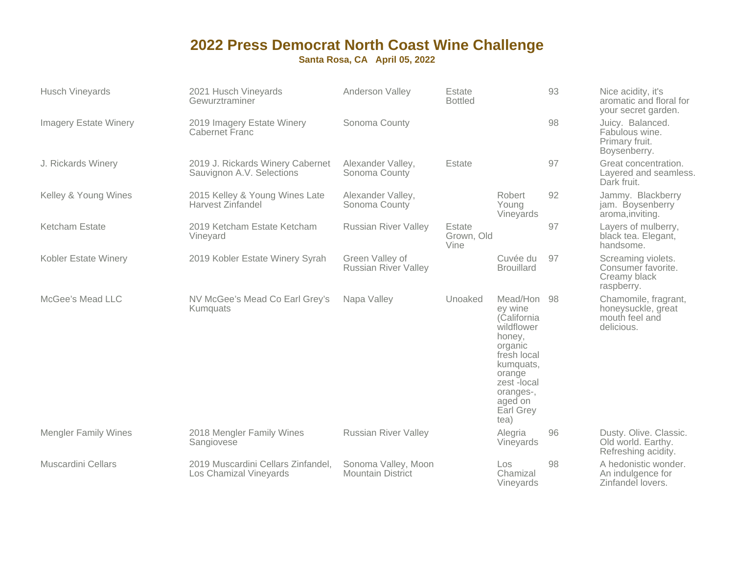# 2022 Press Democrat North Coast Wine Challenge

**Santa Rosa, CA April 05, 2022**

| | | | | | | |
|---|---|---|---|---|---|---|
| Husch Vineyards | 2021 Husch Vineyards Gewurztraminer | Anderson Valley | Estate Bottled | | 93 | Nice acidity, it's aromatic and floral for your secret garden. |
| Imagery Estate Winery | 2019 Imagery Estate Winery Cabernet Franc | Sonoma County | | | 98 | Juicy. Balanced. Fabulous wine. Primary fruit. Boysenberry. |
| J. Rickards Winery | 2019 J. Rickards Winery Cabernet Sauvignon A.V. Selections | Alexander Valley, Sonoma County | Estate | | 97 | Great concentration. Layered and seamless. Dark fruit. |
| Kelley & Young Wines | 2015 Kelley & Young Wines Late Harvest Zinfandel | Alexander Valley, Sonoma County | | Robert Young Vineyards | 92 | Jammy. Blackberry jam. Boysenberry aroma,inviting. |
| Ketcham Estate | 2019 Ketcham Estate Ketcham Vineyard | Russian River Valley | Estate Grown, Old Vine | | 97 | Layers of mulberry, black tea. Elegant, handsome. |
| Kobler Estate Winery | 2019 Kobler Estate Winery Syrah | Green Valley of Russian River Valley | | Cuvée du Brouillard | 97 | Screaming violets. Consumer favorite. Creamy black raspberry. |
| McGee's Mead LLC | NV McGee's Mead Co Earl Grey's Kumquats | Napa Valley | Unoaked | Mead/Honey wine (California wildflower honey, organic fresh local kumquats, orange zest -local oranges-, aged on Earl Grey tea) | 98 | Chamomile, fragrant, honeysuckle, great mouth feel and delicious. |
| Mengler Family Wines | 2018 Mengler Family Wines Sangiovese | Russian River Valley | | Alegria Vineyards | 96 | Dusty. Olive. Classic. Old world. Earthy. Refreshing acidity. |
| Muscardini Cellars | 2019 Muscardini Cellars Zinfandel, Los Chamizal Vineyards | Sonoma Valley, Moon Mountain District | | Los Chamizal Vineyards | 98 | A hedonistic wonder. An indulgence for Zinfandel lovers. |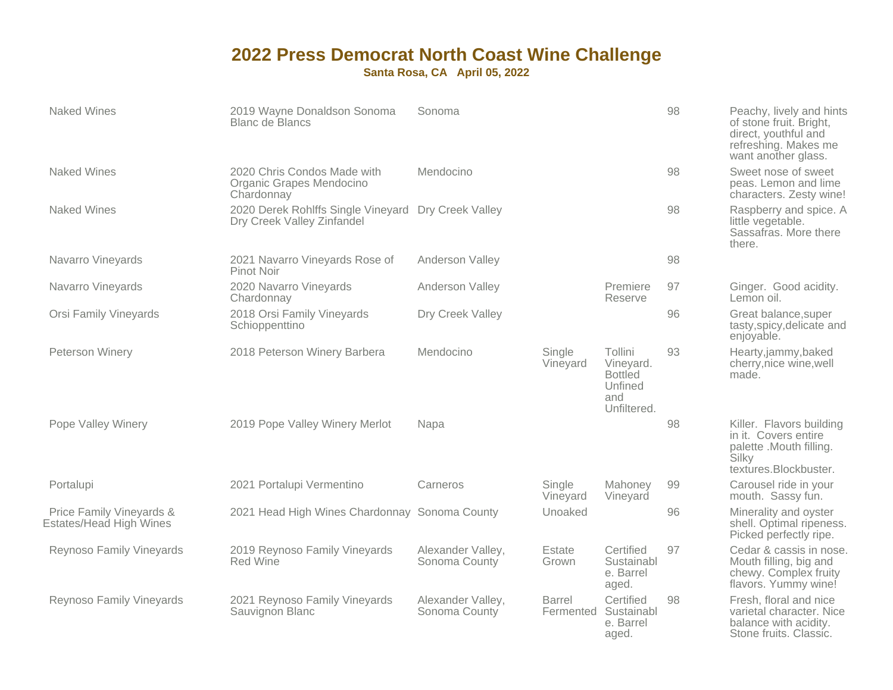# 2022 Press Democrat North Coast Wine Challenge

**Santa Rosa, CA April 05, 2022**

| | | | | | | |
|---|---|---|---|---|---|---|
| Naked Wines | 2019 Wayne Donaldson Sonoma Blanc de Blancs | Sonoma | | | 98 | Peachy, lively and hints of stone fruit. Bright, direct, youthful and refreshing. Makes me want another glass. |
| Naked Wines | 2020 Chris Condos Made with Organic Grapes Mendocino Chardonnay | Mendocino | | | 98 | Sweet nose of sweet peas. Lemon and lime characters. Zesty wine! |
| Naked Wines | 2020 Derek Rohlffs Single Vineyard Dry Creek Valley Zinfandel | Dry Creek Valley | | | 98 | Raspberry and spice. A little vegetable. Sassafras. More there there. |
| Navarro Vineyards | 2021 Navarro Vineyards Rose of Pinot Noir | Anderson Valley | | | 98 | |
| Navarro Vineyards | 2020 Navarro Vineyards Chardonnay | Anderson Valley | | Premiere Reserve | 97 | Ginger. Good acidity. Lemon oil. |
| Orsi Family Vineyards | 2018 Orsi Family Vineyards Schioppenttino | Dry Creek Valley | | | 96 | Great balance,super tasty,spicy,delicate and enjoyable. |
| Peterson Winery | 2018 Peterson Winery Barbera | Mendocino | Single Vineyard | Tollini Vineyard. Bottled Unfined and Unfiltered. | 93 | Hearty,jammy,baked cherry,nice wine,well made. |
| Pope Valley Winery | 2019 Pope Valley Winery Merlot | Napa | | | 98 | Killer. Flavors building in it. Covers entire palette .Mouth filling. Silky textures.Blockbuster. |
| Portalupi | 2021 Portalupi Vermentino | Carneros | Single Vineyard | Mahoney Vineyard | 99 | Carousel ride in your mouth. Sassy fun. |
| Price Family Vineyards & Estates/Head High Wines | 2021 Head High Wines Chardonnay | Sonoma County | Unoaked | | 96 | Minerality and oyster shell. Optimal ripeness. Picked perfectly ripe. |
| Reynoso Family Vineyards | 2019 Reynoso Family Vineyards Red Wine | Alexander Valley, Sonoma County | Estate Grown | Certified Sustainable. Barrel aged. | 97 | Cedar & cassis in nose. Mouth filling, big and chewy. Complex fruity flavors. Yummy wine! |
| Reynoso Family Vineyards | 2021 Reynoso Family Vineyards Sauvignon Blanc | Alexander Valley, Sonoma County | Barrel Fermented | Certified Sustainable. Barrel aged. | 98 | Fresh, floral and nice varietal character. Nice balance with acidity. Stone fruits. Classic. |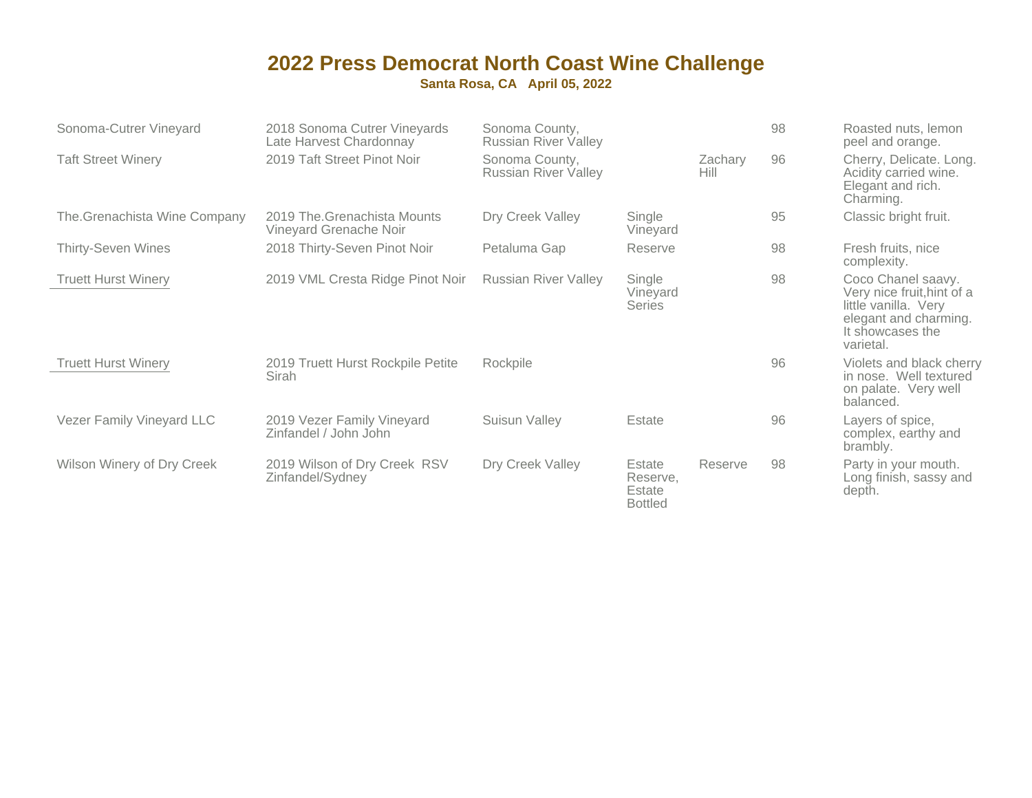# 2022 Press Democrat North Coast Wine Challenge

**Santa Rosa, CA April 05, 2022**

| | | | | | | |
|---|---|---|---|---|---|---|
| Sonoma-Cutrer Vineyard | 2018 Sonoma Cutrer Vineyards Late Harvest Chardonnay | Sonoma County, Russian River Valley | | | 98 | Roasted nuts, lemon peel and orange. |
| Taft Street Winery | 2019 Taft Street Pinot Noir | Sonoma County, Russian River Valley | | Zachary Hill | 96 | Cherry, Delicate. Long. Acidity carried wine. Elegant and rich. Charming. |
| The.Grenachista Wine Company | 2019 The.Grenachista Mounts Vineyard Grenache Noir | Dry Creek Valley | Single Vineyard | | 95 | Classic bright fruit. |
| Thirty-Seven Wines | 2018 Thirty-Seven Pinot Noir | Petaluma Gap | Reserve | | 98 | Fresh fruits, nice complexity. |
| Truett Hurst Winery | 2019 VML Cresta Ridge Pinot Noir | Russian River Valley | Single Vineyard Series | | 98 | Coco Chanel saavy. Very nice fruit,hint of a little vanilla. Very elegant and charming. It showcases the varietal. |
| Truett Hurst Winery | 2019 Truett Hurst Rockpile Petite Sirah | Rockpile | | | 96 | Violets and black cherry in nose. Well textured on palate. Very well balanced. |
| Vezer Family Vineyard LLC | 2019 Vezer Family Vineyard Zinfandel / John John | Suisun Valley | Estate | | 96 | Layers of spice, complex, earthy and brambly. |
| Wilson Winery of Dry Creek | 2019 Wilson of Dry Creek RSV Zinfandel/Sydney | Dry Creek Valley | Estate Reserve, Estate Bottled | Reserve | 98 | Party in your mouth. Long finish, sassy and depth. |